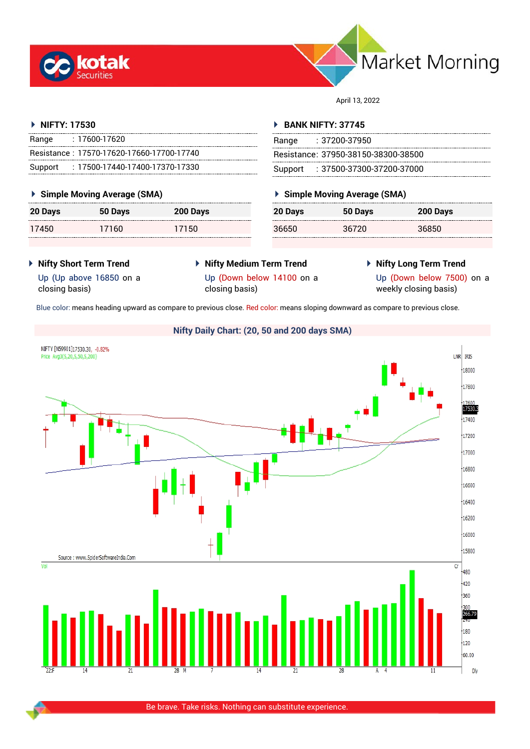# Market Morning

April 13, 2022

## NIFTY: 17530

| | |
|---|---|
| Range | : 17600-17620 |
| Resistance | : 17570-17620-17660-17700-17740 |
| Support | : 17500-17440-17400-17370-17330 |

### Simple Moving Average (SMA)

| 20 Days | 50 Days | 200 Days |
|---|---|---|
| 17450 | 17160 | 17150 |

## BANK NIFTY: 37745

| | |
|---|---|
| Range | : 37200-37950 |
| Resistance | : 37950-38150-38300-38500 |
| Support | : 37500-37300-37200-37000 |

### Simple Moving Average (SMA)

| 20 Days | 50 Days | 200 Days |
|---|---|---|
| 36650 | 36720 | 36850 |

### Nifty Short Term Trend

Up (Up above 16850 on a closing basis)

### Nifty Medium Term Trend

Up (Down below 14100 on a closing basis)

### Nifty Long Term Trend

Up (Down below 7500) on a weekly closing basis)

Blue color: means heading upward as compare to previous close. Red color: means sloping downward as compare to previous close.

### Nifty Daily Chart: (20, 50 and 200 days SMA)

Source : www.SpiderSoftwareIndia.Com

Be brave. Take risks. Nothing can substitute experience.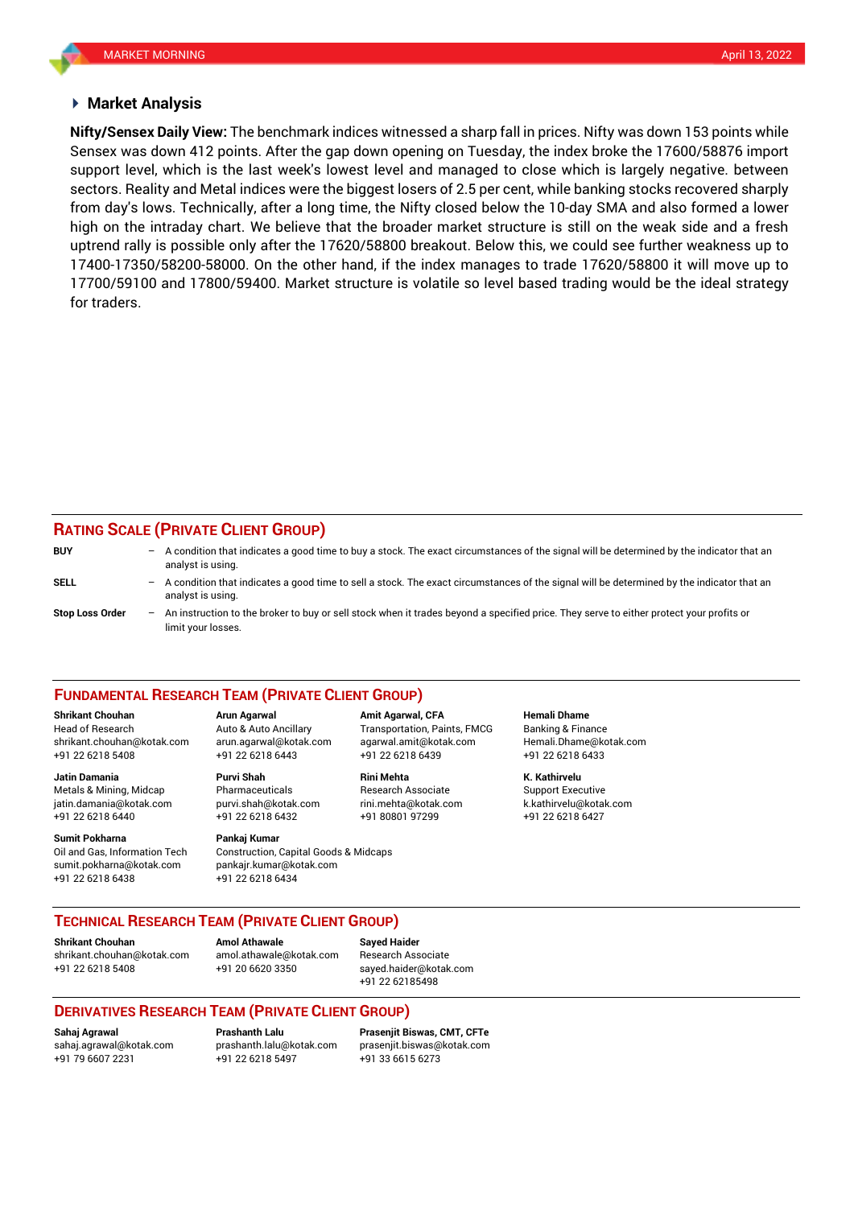## Market Analysis

**Nifty/Sensex Daily View:** The benchmark indices witnessed a sharp fall in prices. Nifty was down 153 points while Sensex was down 412 points. After the gap down opening on Tuesday, the index broke the 17600/58876 import support level, which is the last week's lowest level and managed to close which is largely negative. between sectors. Reality and Metal indices were the biggest losers of 2.5 per cent, while banking stocks recovered sharply from day's lows. Technically, after a long time, the Nifty closed below the 10-day SMA and also formed a lower high on the intraday chart. We believe that the broader market structure is still on the weak side and a fresh uptrend rally is possible only after the 17620/58800 breakout. Below this, we could see further weakness up to 17400-17350/58200-58000. On the other hand, if the index manages to trade 17620/58800 it will move up to 17700/59100 and 17800/59400. Market structure is volatile so level based trading would be the ideal strategy for traders.

## RATING SCALE (PRIVATE CLIENT GROUP)

**BUY** – A condition that indicates a good time to buy a stock. The exact circumstances of the signal will be determined by the indicator that an analyst is using.

**SELL** – A condition that indicates a good time to sell a stock. The exact circumstances of the signal will be determined by the indicator that an analyst is using.

**Stop Loss Order** – An instruction to the broker to buy or sell stock when it trades beyond a specified price. They serve to either protect your profits or limit your losses.

## FUNDAMENTAL RESEARCH TEAM (PRIVATE CLIENT GROUP)

**Shrikant Chouhan**
Head of Research
shrikant.chouhan@kotak.com
+91 22 6218 5408

**Arun Agarwal**
Auto & Auto Ancillary
arun.agarwal@kotak.com
+91 22 6218 6443

**Amit Agarwal, CFA**
Transportation, Paints, FMCG
agarwal.amit@kotak.com
+91 22 6218 6439

**Hemali Dhame**
Banking & Finance
Hemali.Dhame@kotak.com
+91 22 6218 6433

**Jatin Damania**
Metals & Mining, Midcap
jatin.damania@kotak.com
+91 22 6218 6440

**Purvi Shah**
Pharmaceuticals
purvi.shah@kotak.com
+91 22 6218 6432

**Rini Mehta**
Research Associate
rini.mehta@kotak.com
+91 80801 97299

**K. Kathirvelu**
Support Executive
k.kathirvelu@kotak.com
+91 22 6218 6427

**Sumit Pokharna**
Oil and Gas, Information Tech
sumit.pokharna@kotak.com
+91 22 6218 6438

**Pankaj Kumar**
Construction, Capital Goods & Midcaps
pankajr.kumar@kotak.com
+91 22 6218 6434

## TECHNICAL RESEARCH TEAM (PRIVATE CLIENT GROUP)

**Shrikant Chouhan**
shrikant.chouhan@kotak.com
+91 22 6218 5408

**Amol Athawale**
amol.athawale@kotak.com
+91 20 6620 3350

**Sayed Haider**
Research Associate
sayed.haider@kotak.com
+91 22 62185498

## DERIVATIVES RESEARCH TEAM (PRIVATE CLIENT GROUP)

**Sahaj Agrawal**
sahaj.agrawal@kotak.com
+91 79 6607 2231

**Prashanth Lalu**
prashanth.lalu@kotak.com
+91 22 6218 5497

**Prasenjit Biswas, CMT, CFTe**
prasenjit.biswas@kotak.com
+91 33 6615 6273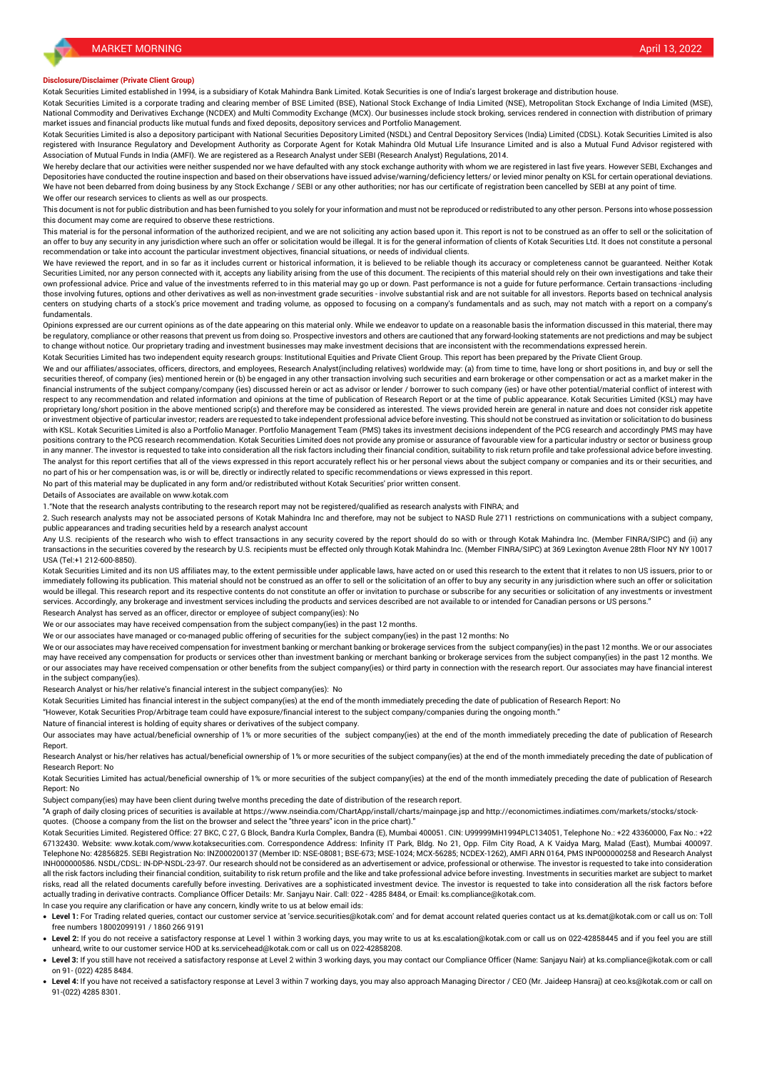**Disclosure/Disclaimer (Private Client Group)**

Kotak Securities Limited established in 1994, is a subsidiary of Kotak Mahindra Bank Limited. Kotak Securities is one of India's largest brokerage and distribution house.

Kotak Securities Limited is a corporate trading and clearing member of BSE Limited (BSE), National Stock Exchange of India Limited (NSE), Metropolitan Stock Exchange of India Limited (MSE), National Commodity and Derivatives Exchange (NCDEX) and Multi Commodity Exchange (MCX). Our businesses include stock broking, services rendered in connection with distribution of primary market issues and financial products like mutual funds and fixed deposits, depository services and Portfolio Management.

Kotak Securities Limited is also a depository participant with National Securities Depository Limited (NSDL) and Central Depository Services (India) Limited (CDSL). Kotak Securities Limited is also registered with Insurance Regulatory and Development Authority as Corporate Agent for Kotak Mahindra Old Mutual Life Insurance Limited and is also a Mutual Fund Advisor registered with Association of Mutual Funds in India (AMFI). We are registered as a Research Analyst under SEBI (Research Analyst) Regulations, 2014.

We hereby declare that our activities were neither suspended nor we have defaulted with any stock exchange authority with whom we are registered in last five years. However SEBI, Exchanges and Depositories have conducted the routine inspection and based on their observations have issued advise/warning/deficiency letters/ or levied minor penalty on KSL for certain operational deviations. We have not been debarred from doing business by any Stock Exchange / SEBI or any other authorities; nor has our certificate of registration been cancelled by SEBI at any point of time.

We offer our research services to clients as well as our prospects.

This document is not for public distribution and has been furnished to you solely for your information and must not be reproduced or redistributed to any other person. Persons into whose possession this document may come are required to observe these restrictions.

This material is for the personal information of the authorized recipient, and we are not soliciting any action based upon it. This report is not to be construed as an offer to sell or the solicitation of an offer to buy any security in any jurisdiction where such an offer or solicitation would be illegal. It is for the general information of clients of Kotak Securities Ltd. It does not constitute a personal recommendation or take into account the particular investment objectives, financial situations, or needs of individual clients.

We have reviewed the report, and in so far as it includes current or historical information, it is believed to be reliable though its accuracy or completeness cannot be guaranteed. Neither Kotak Securities Limited, nor any person connected with it, accepts any liability arising from the use of this document. The recipients of this material should rely on their own investigations and take their own professional advice. Price and value of the investments referred to in this material may go up or down. Past performance is not a guide for future performance. Certain transactions -including those involving futures, options and other derivatives as well as non-investment grade securities - involve substantial risk and are not suitable for all investors. Reports based on technical analysis centers on studying charts of a stock's price movement and trading volume, as opposed to focusing on a company's fundamentals and as such, may not match with a report on a company's fundamentals.

Opinions expressed are our current opinions as of the date appearing on this material only. While we endeavor to update on a reasonable basis the information discussed in this material, there may be regulatory, compliance or other reasons that prevent us from doing so. Prospective investors and others are cautioned that any forward-looking statements are not predictions and may be subject to change without notice. Our proprietary trading and investment businesses may make investment decisions that are inconsistent with the recommendations expressed herein.

Kotak Securities Limited has two independent equity research groups: Institutional Equities and Private Client Group. This report has been prepared by the Private Client Group.

We and our affiliates/associates, officers, directors, and employees, Research Analyst(including relatives) worldwide may: (a) from time to time, have long or short positions in, and buy or sell the securities thereof, of company (ies) mentioned herein or (b) be engaged in any other transaction involving such securities and earn brokerage or other compensation or act as a market maker in the financial instruments of the subject company/company (ies) discussed herein or act as advisor or lender / borrower to such company (ies) or have other potential/material conflict of interest with respect to any recommendation and related information and opinions at the time of publication of Research Report or at the time of public appearance. Kotak Securities Limited (KSL) may have proprietary long/short position in the above mentioned scrip(s) and therefore may be considered as interested. The views provided herein are general in nature and does not consider risk appetite or investment objective of particular investor; readers are requested to take independent professional advice before investing. This should not be construed as invitation or solicitation to do business with KSL. Kotak Securities Limited is also a Portfolio Manager. Portfolio Management Team (PMS) takes its investment decisions independent of the PCG research and accordingly PMS may have positions contrary to the PCG research recommendation. Kotak Securities Limited does not provide any promise or assurance of favourable view for a particular industry or sector or business group in any manner. The investor is requested to take into consideration all the risk factors including their financial condition, suitability to risk return profile and take professional advice before investing.

The analyst for this report certifies that all of the views expressed in this report accurately reflect his or her personal views about the subject company or companies and its or their securities, and no part of his or her compensation was, is or will be, directly or indirectly related to specific recommendations or views expressed in this report.

No part of this material may be duplicated in any form and/or redistributed without Kotak Securities' prior written consent.

Details of Associates are available on www.kotak.com

1."Note that the research analysts contributing to the research report may not be registered/qualified as research analysts with FINRA; and

2. Such research analysts may not be associated persons of Kotak Mahindra Inc and therefore, may not be subject to NASD Rule 2711 restrictions on communications with a subject company, public appearances and trading securities held by a research analyst account

Any U.S. recipients of the research who wish to effect transactions in any security covered by the report should do so with or through Kotak Mahindra Inc. (Member FINRA/SIPC) and (ii) any transactions in the securities covered by the research by U.S. recipients must be effected only through Kotak Mahindra Inc. (Member FINRA/SIPC) at 369 Lexington Avenue 28th Floor NY NY 10017 USA (Tel:+1 212-600-8850).

Kotak Securities Limited and its non US affiliates may, to the extent permissible under applicable laws, have acted on or used this research to the extent that it relates to non US issuers, prior to or immediately following its publication. This material should not be construed as an offer to sell or the solicitation of an offer to buy any security in any jurisdiction where such an offer or solicitation would be illegal. This research report and its respective contents do not constitute an offer or invitation to purchase or subscribe for any securities or solicitation of any investments or investment services. Accordingly, any brokerage and investment services including the products and services described are not available to or intended for Canadian persons or US persons."

Research Analyst has served as an officer, director or employee of subject company(ies): No

We or our associates may have received compensation from the subject company(ies) in the past 12 months.

We or our associates have managed or co-managed public offering of securities for the subject company(ies) in the past 12 months: No

We or our associates may have received compensation for investment banking or merchant banking or brokerage services from the subject company(ies) in the past 12 months. We or our associates may have received any compensation for products or services other than investment banking or merchant banking or brokerage services from the subject company(ies) in the past 12 months. We or our associates may have received compensation or other benefits from the subject company(ies) or third party in connection with the research report. Our associates may have financial interest in the subject company(ies).

Research Analyst or his/her relative's financial interest in the subject company(ies): No

Kotak Securities Limited has financial interest in the subject company(ies) at the end of the month immediately preceding the date of publication of Research Report: No

"However, Kotak Securities Prop/Arbitrage team could have exposure/financial interest to the subject company/companies during the ongoing month."

Nature of financial interest is holding of equity shares or derivatives of the subject company.

Our associates may have actual/beneficial ownership of 1% or more securities of the subject company(ies) at the end of the month immediately preceding the date of publication of Research Report.

Research Analyst or his/her relatives has actual/beneficial ownership of 1% or more securities of the subject company(ies) at the end of the month immediately preceding the date of publication of Research Report: No

Kotak Securities Limited has actual/beneficial ownership of 1% or more securities of the subject company(ies) at the end of the month immediately preceding the date of publication of Research Report: No

Subject company(ies) may have been client during twelve months preceding the date of distribution of the research report.

"A graph of daily closing prices of securities is available at https://www.nseindia.com/ChartApp/install/charts/mainpage.jsp and http://economictimes.indiatimes.com/markets/stocks/stock-quotes. (Choose a company from the list on the browser and select the "three years" icon in the price chart)."

Kotak Securities Limited. Registered Office: 27 BKC, C 27, G Block, Bandra Kurla Complex, Bandra (E), Mumbai 400051. CIN: U99999MH1994PLC134051, Telephone No.: +22 43360000, Fax No.: +22 67132430. Website: www.kotak.com/www.kotaksecurities.com. Correspondence Address: Infinity IT Park, Bldg. No 21, Opp. Film City Road, A K Vaidya Marg, Malad (East), Mumbai 400097. Telephone No: 42856825. SEBI Registration No: INZ000200137 (Member ID: NSE-08081; BSE-673; MSE-1024; MCX-56285; NCDEX-1262), AMFI ARN 0164, PMS INP000000258 and Research Analyst INH000000586. NSDL/CDSL: IN-DP-NSDL-23-97. Our research should not be considered as an advertisement or advice, professional or otherwise. The investor is requested to take into consideration all the risk factors including their financial condition, suitability to risk return profile and the like and take professional advice before investing. Investments in securities market are subject to market risks, read all the related documents carefully before investing. Derivatives are a sophisticated investment device. The investor is requested to take into consideration all the risk factors before actually trading in derivative contracts. Compliance Officer Details: Mr. Sanjayu Nair. Call: 022 - 4285 8484, or Email: ks.compliance@kotak.com.

In case you require any clarification or have any concern, kindly write to us at below email ids:

- **Level 1:** For Trading related queries, contact our customer service at 'service.securities@kotak.com' and for demat account related queries contact us at ks.demat@kotak.com or call us on: Toll free numbers 18002099191 / 1860 266 9191
- **Level 2:** If you do not receive a satisfactory response at Level 1 within 3 working days, you may write to us at ks.escalation@kotak.com or call us on 022-42858445 and if you feel you are still unheard, write to our customer service HOD at ks.servicehead@kotak.com or call us on 022-42858208.
- **Level 3:** If you still have not received a satisfactory response at Level 2 within 3 working days, you may contact our Compliance Officer (Name: Sanjayu Nair) at ks.compliance@kotak.com or call on 91- (022) 4285 8484.
- **Level 4:** If you have not received a satisfactory response at Level 3 within 7 working days, you may also approach Managing Director / CEO (Mr. Jaideep Hansraj) at ceo.ks@kotak.com or call on 91-(022) 4285 8301.